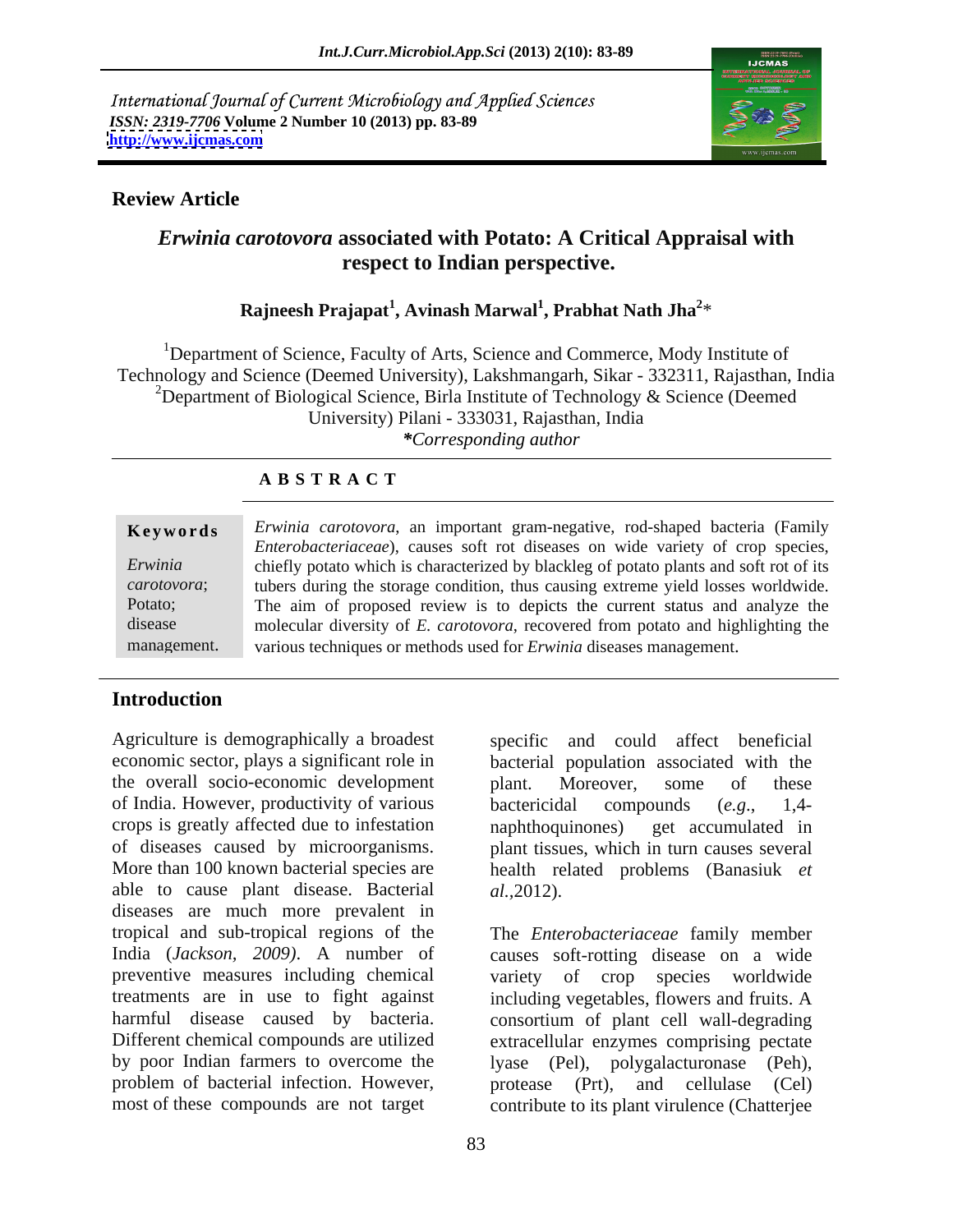*International Journal of Current Microbiology and Applied Sciences*
*ISSN: 2319-7706* **Volume 2 Number 10 (2013) pp. 83-89**
**http://www.ijcmas.com**

**Review Article**

# *Erwinia carotovora* associated with Potato: A Critical Appraisal with respect to Indian perspective.

**Rajneesh Prajapat[1], Avinash Marwal[1], Prabhat Nath Jha[2]***

[1]Department of Science, Faculty of Arts, Science and Commerce, Mody Institute of Technology and Science (Deemed University), Lakshmangarh, Sikar - 332311, Rajasthan, India
[2]Department of Biological Science, Birla Institute of Technology & Science (Deemed University) Pilani - 333031, Rajasthan, India
*\*Corresponding author*

**A B S T R A C T**

**Keywords**

*Erwinia carotovora*; Potato; disease management.

*Erwinia carotovora*, an important gram-negative, rod-shaped bacteria (Family *Enterobacteriaceae*), causes soft rot diseases on wide variety of crop species, chiefly potato which is characterized by blackleg of potato plants and soft rot of its tubers during the storage condition, thus causing extreme yield losses worldwide. The aim of proposed review is to depicts the current status and analyze the molecular diversity of *E. carotovora*, recovered from potato and highlighting the various techniques or methods used for *Erwinia* diseases management.

## Introduction

Agriculture is demographically a broadest economic sector, plays a significant role in the overall socio-economic development of India. However, productivity of various crops is greatly affected due to infestation of diseases caused by microorganisms. More than 100 known bacterial species are able to cause plant disease. Bacterial diseases are much more prevalent in tropical and sub-tropical regions of the India (*Jackson, 2009*). A number of preventive measures including chemical treatments are in use to fight against harmful disease caused by bacteria. Different chemical compounds are utilized by poor Indian farmers to overcome the problem of bacterial infection. However, most of these compounds are not target specific and could affect beneficial bacterial population associated with the plant. Moreover, some of these bactericidal compounds (*e.g*., 1,4-naphthoquinones) get accumulated in plant tissues, which in turn causes several health related problems (Banasiuk *et al.*,2012).

The *Enterobacteriaceae* family member causes soft-rotting disease on a wide variety of crop species worldwide including vegetables, flowers and fruits. A consortium of plant cell wall-degrading extracellular enzymes comprising pectate lyase (Pel), polygalacturonase (Peh), protease (Prt), and cellulase (Cel) contribute to its plant virulence (Chatterjee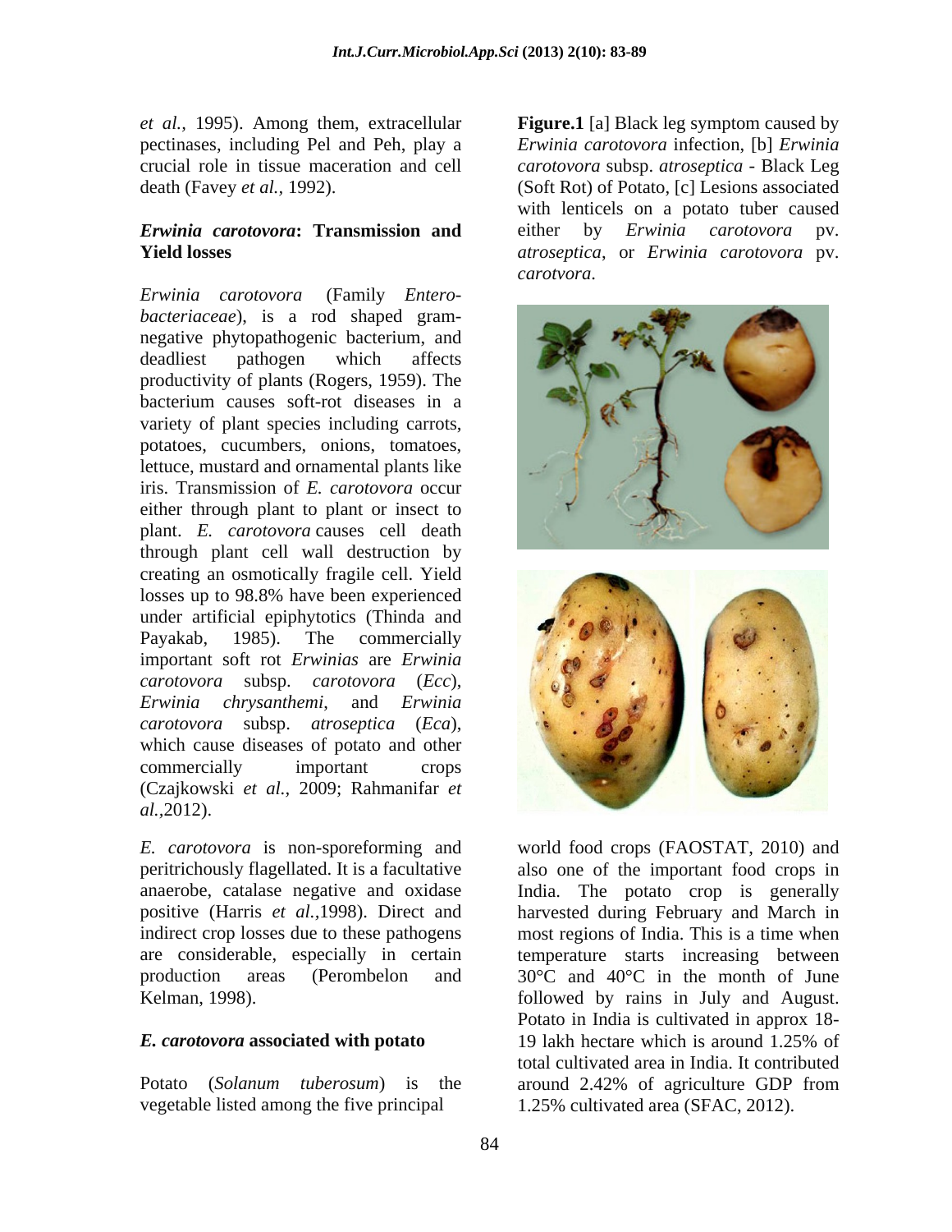*et al.,* 1995). Among them, extracellular pectinases, including Pel and Peh, play a crucial role in tissue maceration and cell death (Favey *et al.,* 1992).

### *Erwinia carotovora*: Transmission and Yield losses

*Erwinia carotovora* (Family *Enterobacteriaceae*), is a rod shaped gram-negative phytopathogenic bacterium, and deadliest pathogen which affects productivity of plants (Rogers, 1959). The bacterium causes soft-rot diseases in a variety of plant species including carrots, potatoes, cucumbers, onions, tomatoes, lettuce, mustard and ornamental plants like iris. Transmission of *E. carotovora* occur either through plant to plant or insect to plant. *E. carotovora* causes cell death through plant cell wall destruction by creating an osmotically fragile cell. Yield losses up to 98.8% have been experienced under artificial epiphytotics (Thinda and Payakab, 1985). The commercially important soft rot *Erwinias* are *Erwinia carotovora* subsp. *carotovora* (*Ecc*), *Erwinia chrysanthemi*, and *Erwinia carotovora* subsp. *atroseptica* (*Eca*), which cause diseases of potato and other commercially important crops (Czajkowski *et al.,* 2009; Rahmanifar *et al.,*2012).

*E. carotovora* is non-sporeforming and peritrichously flagellated. It is a facultative anaerobe, catalase negative and oxidase positive (Harris *et al.,*1998). Direct and indirect crop losses due to these pathogens are considerable, especially in certain production areas (Perombelon and Kelman, 1998).

**Figure.1** [a] Black leg symptom caused by *Erwinia carotovora* infection, [b] *Erwinia carotovora* subsp. *atroseptica* - Black Leg (Soft Rot) of Potato, [c] Lesions associated with lenticels on a potato tuber caused either by *Erwinia carotovora* pv. *atroseptica*, or *Erwinia carotovora* pv. *carotvora*.

### *E. carotovora* associated with potato

Potato (*Solanum tuberosum*) is the vegetable listed among the five principal world food crops (FAOSTAT, 2010) and also one of the important food crops in India. The potato crop is generally harvested during February and March in most regions of India. This is a time when temperature starts increasing between 30°C and 40°C in the month of June followed by rains in July and August. Potato in India is cultivated in approx 18-19 lakh hectare which is around 1.25% of total cultivated area in India. It contributed around 2.42% of agriculture GDP from 1.25% cultivated area (SFAC, 2012).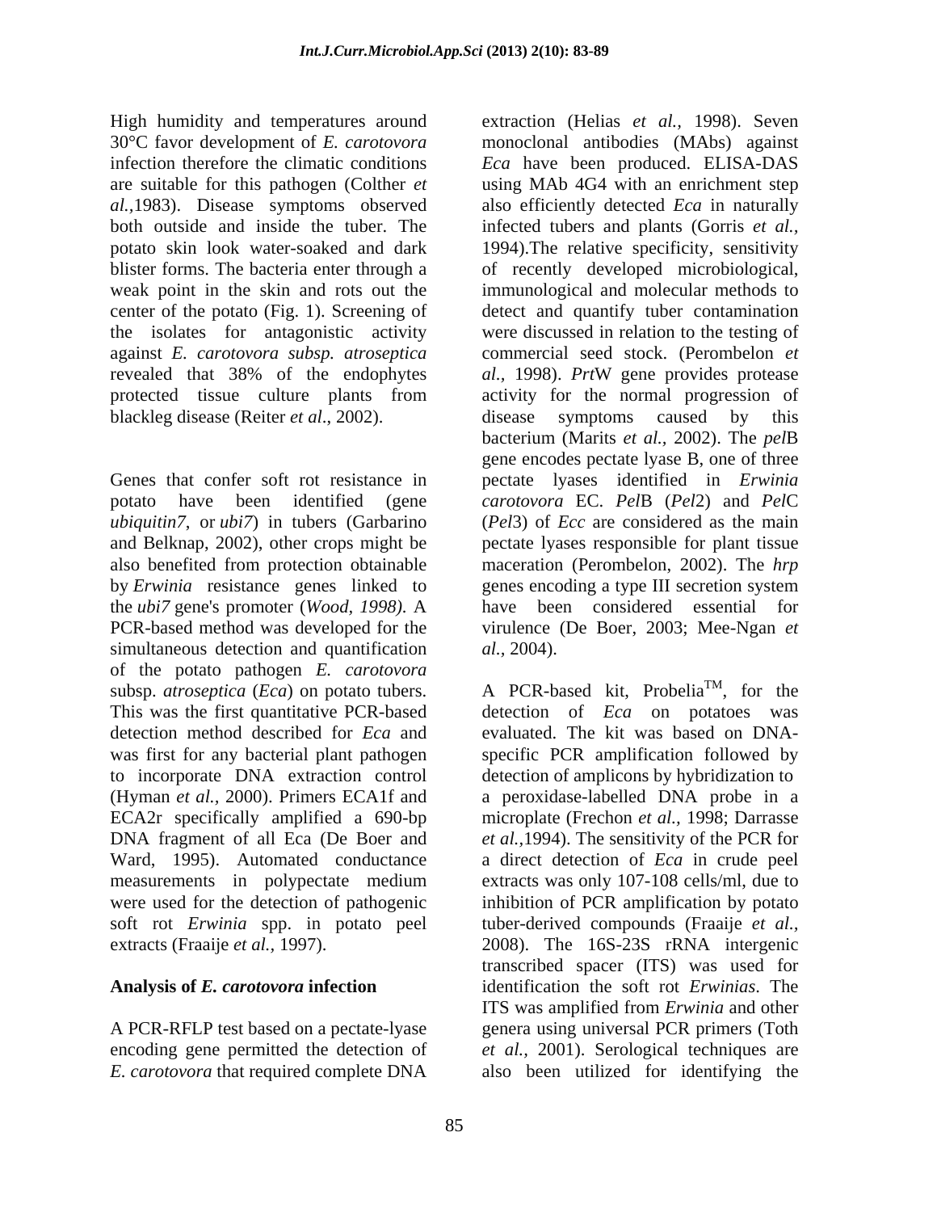High humidity and temperatures around 30°C favor development of *E. carotovora* infection therefore the climatic conditions are suitable for this pathogen (Colther *et al.,*1983). Disease symptoms observed both outside and inside the tuber. The potato skin look water-soaked and dark blister forms. The bacteria enter through a weak point in the skin and rots out the center of the potato (Fig. 1). Screening of the isolates for antagonistic activity against *E. carotovora subsp. atroseptica* revealed that 38% of the endophytes protected tissue culture plants from blackleg disease (Reiter *et al*., 2002).

Genes that confer soft rot resistance in potato have been identified (gene *ubiquitin7*, or *ubi7*) in tubers (Garbarino and Belknap, 2002), other crops might be also benefited from protection obtainable by *Erwinia* resistance genes linked to the *ubi7* gene's promoter (*Wood, 1998)*. A PCR-based method was developed for the simultaneous detection and quantification of the potato pathogen *E. carotovora* subsp. *atroseptica* (*Eca*) on potato tubers. This was the first quantitative PCR-based detection method described for *Eca* and was first for any bacterial plant pathogen to incorporate DNA extraction control (Hyman *et al.,* 2000). Primers ECA1f and ECA2r specifically amplified a 690-bp DNA fragment of all Eca (De Boer and Ward, 1995). Automated conductance measurements in polypectate medium were used for the detection of pathogenic soft rot *Erwinia* spp. in potato peel extracts (Fraaije *et al.,* 1997).

## Analysis of *E. carotovora* infection

A PCR-RFLP test based on a pectate-lyase encoding gene permitted the detection of *E. carotovora* that required complete DNA extraction (Helias *et al.,* 1998). Seven monoclonal antibodies (MAbs) against *Eca* have been produced. ELISA-DAS using MAb 4G4 with an enrichment step also efficiently detected *Eca* in naturally infected tubers and plants (Gorris *et al.*, 1994).The relative specificity, sensitivity of recently developed microbiological, immunological and molecular methods to detect and quantify tuber contamination were discussed in relation to the testing of commercial seed stock. (Perombelon *et al.*, 1998). *Prt*W gene provides protease activity for the normal progression of disease symptoms caused by this bacterium (Marits *et al.,* 2002). The *pel*B gene encodes pectate lyase B, one of three pectate lyases identified in *Erwinia carotovora* EC. *Pel*B (*Pel*2) and *Pel*C (*Pel*3) of *Ecc* are considered as the main pectate lyases responsible for plant tissue maceration (Perombelon, 2002). The *hrp* genes encoding a type III secretion system have been considered essential for virulence (De Boer, 2003; Mee-Ngan *et al.,* 2004).

A PCR-based kit, Probelia$^{TM}$, for the detection of *Eca* on potatoes was evaluated. The kit was based on DNA-specific PCR amplification followed by detection of amplicons by hybridization to a peroxidase-labelled DNA probe in a microplate (Frechon *et al.,* 1998; Darrasse *et al.,*1994). The sensitivity of the PCR for a direct detection of *Eca* in crude peel extracts was only 107-108 cells/ml, due to inhibition of PCR amplification by potato tuber-derived compounds (Fraaije *et al.,* 2008). The 16S-23S rRNA intergenic transcribed spacer (ITS) was used for identification the soft rot *Erwinias*. The ITS was amplified from *Erwinia* and other genera using universal PCR primers (Toth *et al.,* 2001). Serological techniques are also been utilized for identifying the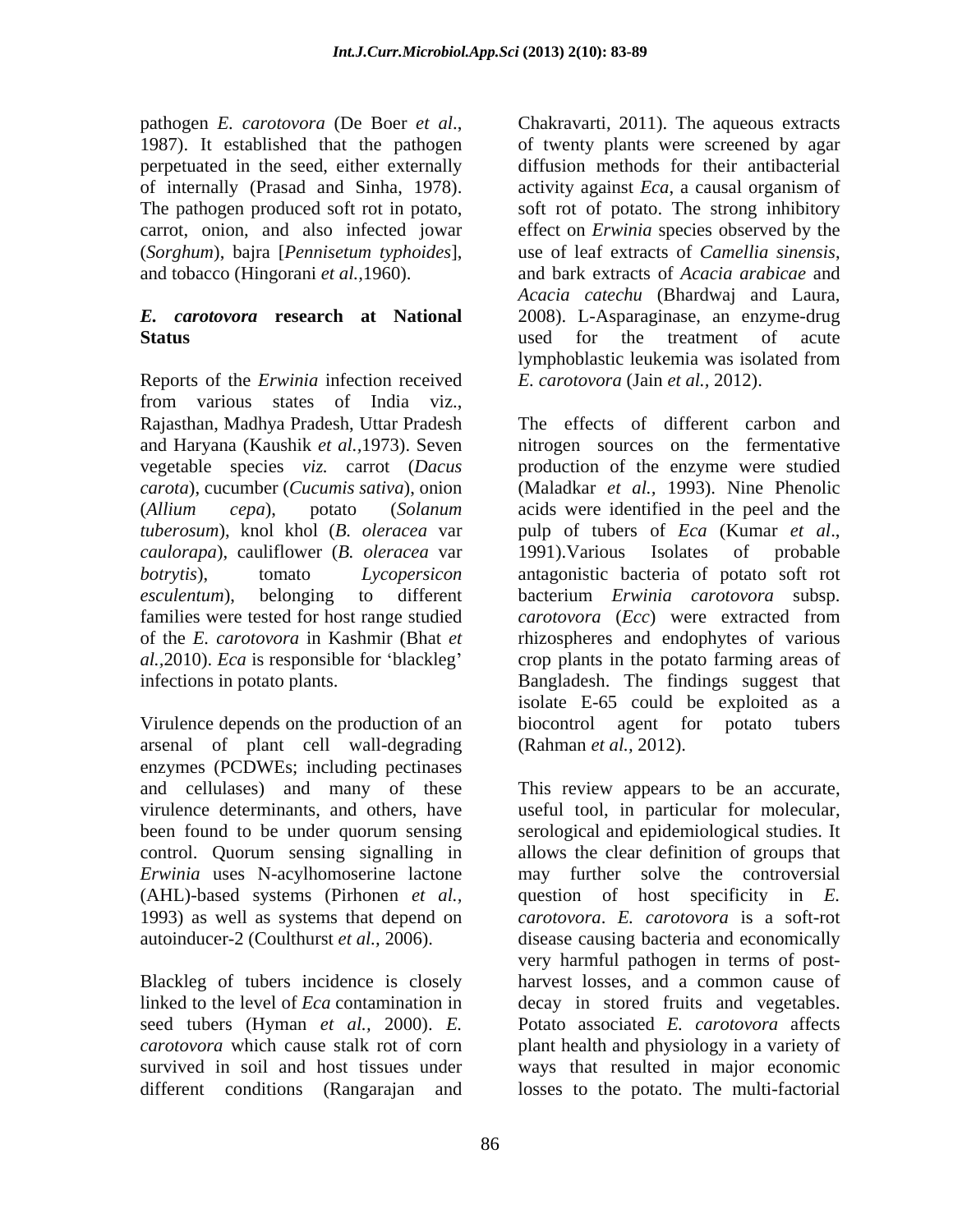pathogen *E. carotovora* (De Boer *et al*., 1987). It established that the pathogen perpetuated in the seed, either externally of internally (Prasad and Sinha, 1978). The pathogen produced soft rot in potato, carrot, onion, and also infected jowar (*Sorghum*), bajra [*Pennisetum typhoides*], and tobacco (Hingorani *et al.,*1960).

## *E. carotovora* research at National Status

Reports of the *Erwinia* infection received from various states of India viz., Rajasthan, Madhya Pradesh, Uttar Pradesh and Haryana (Kaushik *et al.,*1973). Seven vegetable species *viz.* carrot (*Dacus carota*), cucumber (*Cucumis sativa*), onion (*Allium cepa*), potato (*Solanum tuberosum*), knol khol (*B. oleracea* var *caulorapa*), cauliflower (*B. oleracea* var *botrytis*), tomato *Lycopersicon esculentum*), belonging to different families were tested for host range studied of the *E. carotovora* in Kashmir (Bhat *et al.,*2010). *Eca* is responsible for 'blackleg' infections in potato plants.

Virulence depends on the production of an arsenal of plant cell wall-degrading enzymes (PCDWEs; including pectinases and cellulases) and many of these virulence determinants, and others, have been found to be under quorum sensing control. Quorum sensing signalling in *Erwinia* uses N-acylhomoserine lactone (AHL)-based systems (Pirhonen *et al.,* 1993) as well as systems that depend on autoinducer-2 (Coulthurst *et al.,* 2006).

Blackleg of tubers incidence is closely linked to the level of *Eca* contamination in seed tubers (Hyman *et al.,* 2000). *E. carotovora* which cause stalk rot of corn survived in soil and host tissues under different conditions (Rangarajan and Chakravarti, 2011). The aqueous extracts of twenty plants were screened by agar diffusion methods for their antibacterial activity against *Eca*, a causal organism of soft rot of potato. The strong inhibitory effect on *Erwinia* species observed by the use of leaf extracts of *Camellia sinensis*, and bark extracts of *Acacia arabicae* and *Acacia catechu* (Bhardwaj and Laura, 2008). L-Asparaginase, an enzyme-drug used for the treatment of acute lymphoblastic leukemia was isolated from *E. carotovora* (Jain *et al.,* 2012).

The effects of different carbon and nitrogen sources on the fermentative production of the enzyme were studied (Maladkar *et al.,* 1993). Nine Phenolic acids were identified in the peel and the pulp of tubers of *Eca* (Kumar *et al*., 1991).Various Isolates of probable antagonistic bacteria of potato soft rot bacterium *Erwinia carotovora* subsp. *carotovora* (*Ecc*) were extracted from rhizospheres and endophytes of various crop plants in the potato farming areas of Bangladesh. The findings suggest that isolate E-65 could be exploited as a biocontrol agent for potato tubers (Rahman *et al.,* 2012).

This review appears to be an accurate, useful tool, in particular for molecular, serological and epidemiological studies. It allows the clear definition of groups that may further solve the controversial question of host specificity in *E. carotovora*. *E. carotovora* is a soft-rot disease causing bacteria and economically very harmful pathogen in terms of post-harvest losses, and a common cause of decay in stored fruits and vegetables. Potato associated *E. carotovora* affects plant health and physiology in a variety of ways that resulted in major economic losses to the potato. The multi-factorial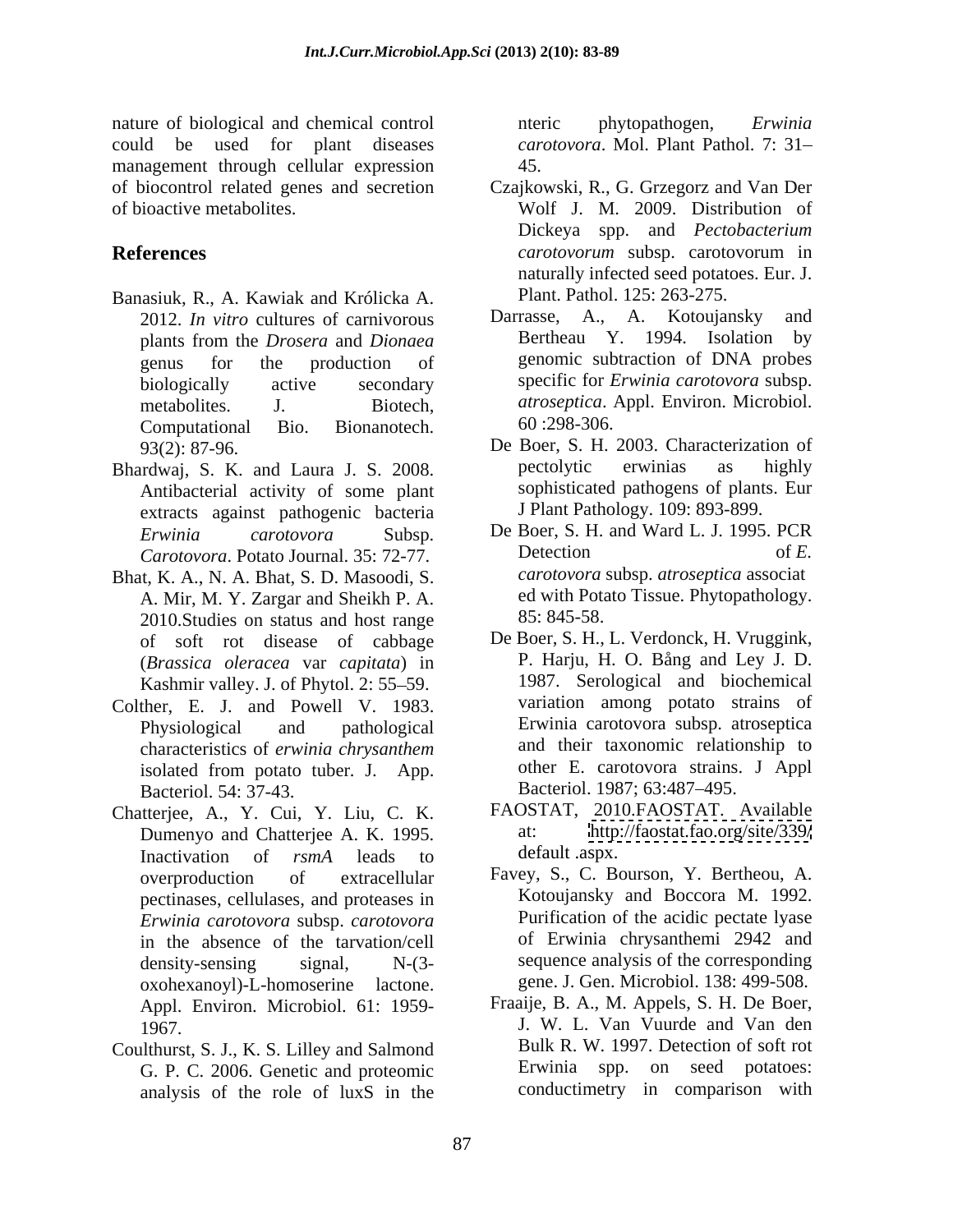nature of biological and chemical control could be used for plant diseases management through cellular expression of biocontrol related genes and secretion of bioactive metabolites.

## References

Banasiuk, R., A. Kawiak and Królicka A. 2012. *In vitro* cultures of carnivorous plants from the *Drosera* and *Dionaea* genus for the production of biologically active secondary metabolites. J. Biotech, Computational Bio. Bionanotech. 93(2): 87-96.

Bhardwaj, S. K. and Laura J. S. 2008. Antibacterial activity of some plant extracts against pathogenic bacteria *Erwinia carotovora* Subsp. *Carotovora*. Potato Journal. 35: 72-77.

Bhat, K. A., N. A. Bhat, S. D. Masoodi, S. A. Mir, M. Y. Zargar and Sheikh P. A. 2010.Studies on status and host range of soft rot disease of cabbage (*Brassica oleracea* var *capitata*) in Kashmir valley. J. of Phytol. 2: 55–59.

Colther, E. J. and Powell V. 1983. Physiological and pathological characteristics of *erwinia chrysanthem* isolated from potato tuber. J. App. Bacteriol. 54: 37-43.

Chatterjee, A., Y. Cui, Y. Liu, C. K. Dumenyo and Chatterjee A. K. 1995. Inactivation of *rsmA* leads to overproduction of extracellular pectinases, cellulases, and proteases in *Erwinia carotovora* subsp. *carotovora* in the absence of the tarvation/cell density-sensing signal, N-(3-oxohexanoyl)-L-homoserine lactone. Appl. Environ. Microbiol. 61: 1959-1967.

Coulthurst, S. J., K. S. Lilley and Salmond G. P. C. 2006. Genetic and proteomic analysis of the role of luxS in the nteric phytopathogen, *Erwinia carotovora*. Mol. Plant Pathol. 7: 31–45.

Czajkowski, R., G. Grzegorz and Van Der Wolf J. M. 2009. Distribution of Dickeya spp. and *Pectobacterium carotovorum* subsp. carotovorum in naturally infected seed potatoes. Eur. J. Plant. Pathol. 125: 263-275.

Darrasse, A., A. Kotoujansky and Bertheau Y. 1994. Isolation by genomic subtraction of DNA probes specific for *Erwinia carotovora* subsp. *atroseptica*. Appl. Environ. Microbiol. 60 :298-306.

De Boer, S. H. 2003. Characterization of pectolytic erwinias as highly sophisticated pathogens of plants. Eur J Plant Pathology. 109: 893-899.

De Boer, S. H. and Ward L. J. 1995. PCR Detection of *E. carotovora* subsp. *atroseptica* associated with Potato Tissue. Phytopathology. 85: 845-58.

De Boer, S. H., L. Verdonck, H. Vruggink, P. Harju, H. O. Bång and Ley J. D. 1987. Serological and biochemical variation among potato strains of Erwinia carotovora subsp. atroseptica and their taxonomic relationship to other E. carotovora strains. J Appl Bacteriol. 1987; 63:487–495.

FAOSTAT, 2010.FAOSTAT. Available at: http://faostat.fao.org/site/339/default .aspx.

Favey, S., C. Bourson, Y. Bertheou, A. Kotoujansky and Boccora M. 1992. Purification of the acidic pectate lyase of Erwinia chrysanthemi 2942 and sequence analysis of the corresponding gene. J. Gen. Microbiol. 138: 499-508.

Fraaije, B. A., M. Appels, S. H. De Boer, J. W. L. Van Vuurde and Van den Bulk R. W. 1997. Detection of soft rot Erwinia spp. on seed potatoes: conductimetry in comparison with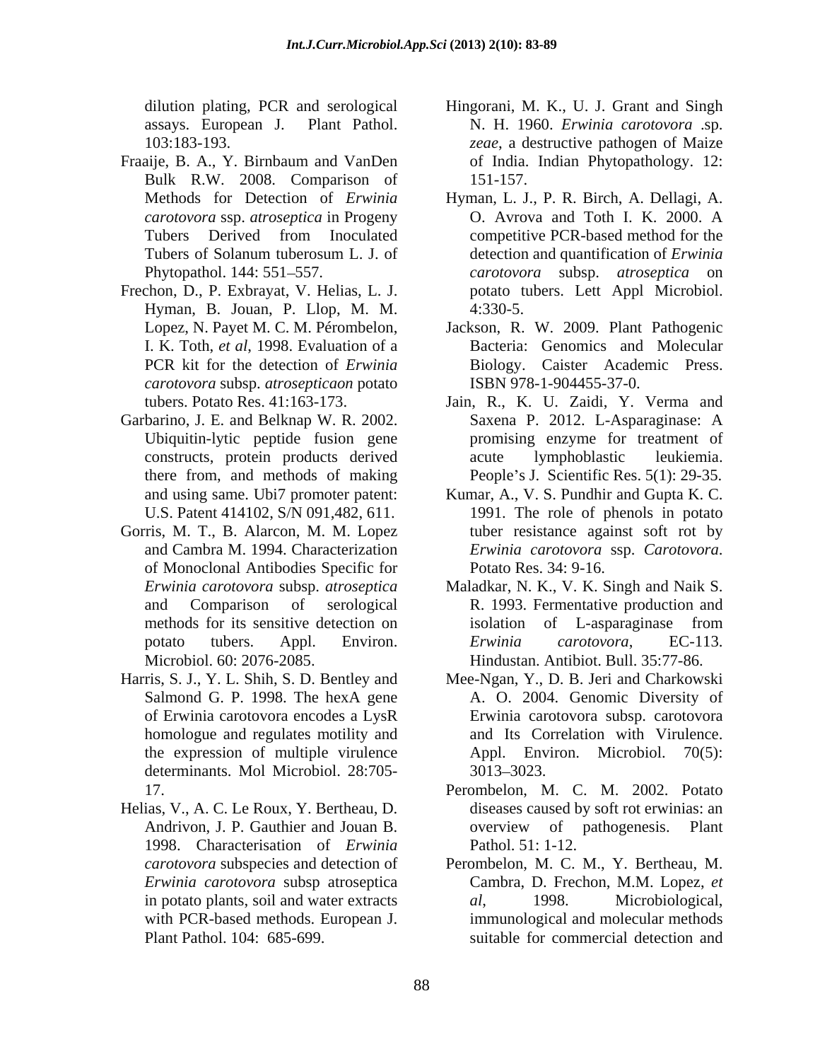dilution plating, PCR and serological assays. European J. Plant Pathol. 103:183-193.

Fraaije, B. A., Y. Birnbaum and VanDen Bulk R.W. 2008. Comparison of Methods for Detection of *Erwinia carotovora* ssp. *atroseptica* in Progeny Tubers Derived from Inoculated Tubers of Solanum tuberosum L. J. of Phytopathol. 144: 551–557.

Frechon, D., P. Exbrayat, V. Helias, L. J. Hyman, B. Jouan, P. Llop, M. M. Lopez, N. Payet M. C. M. Pérombelon, I. K. Toth, *et al*, 1998. Evaluation of a PCR kit for the detection of *Erwinia carotovora* subsp. *atrosepticaon* potato tubers. Potato Res. 41:163-173.

Garbarino, J. E. and Belknap W. R. 2002. Ubiquitin-lytic peptide fusion gene constructs, protein products derived there from, and methods of making and using same. Ubi7 promoter patent: U.S. Patent 414102, S/N 091,482, 611.

Gorris, M. T., B. Alarcon, M. M. Lopez and Cambra M. 1994. Characterization of Monoclonal Antibodies Specific for *Erwinia carotovora* subsp. *atroseptica* and Comparison of serological methods for its sensitive detection on potato tubers. Appl. Environ. Microbiol. 60: 2076-2085.

Harris, S. J., Y. L. Shih, S. D. Bentley and Salmond G. P. 1998. The hexA gene of Erwinia carotovora encodes a LysR homologue and regulates motility and the expression of multiple virulence determinants. Mol Microbiol. 28:705-17.

Helias, V., A. C. Le Roux, Y. Bertheau, D. Andrivon, J. P. Gauthier and Jouan B. 1998. Characterisation of *Erwinia carotovora* subspecies and detection of *Erwinia carotovora* subsp atroseptica in potato plants, soil and water extracts with PCR-based methods. European J. Plant Pathol. 104: 685-699.

Hingorani, M. K., U. J. Grant and Singh N. H. 1960. *Erwinia carotovora* .sp. *zeae*, a destructive pathogen of Maize of India. Indian Phytopathology. 12: 151-157.

Hyman, L. J., P. R. Birch, A. Dellagi, A. O. Avrova and Toth I. K. 2000. A competitive PCR-based method for the detection and quantification of *Erwinia carotovora* subsp. *atroseptica* on potato tubers. Lett Appl Microbiol. 4:330-5.

Jackson, R. W. 2009. Plant Pathogenic Bacteria: Genomics and Molecular Biology. Caister Academic Press. ISBN 978-1-904455-37-0.

Jain, R., K. U. Zaidi, Y. Verma and Saxena P. 2012. L-Asparaginase: A promising enzyme for treatment of acute lymphoblastic leukiemia. People's J. Scientific Res. 5(1): 29-35.

Kumar, A., V. S. Pundhir and Gupta K. C. 1991. The role of phenols in potato tuber resistance against soft rot by *Erwinia carotovora* ssp. *Carotovora*. Potato Res. 34: 9-16.

Maladkar, N. K., V. K. Singh and Naik S. R. 1993. Fermentative production and isolation of L-asparaginase from *Erwinia carotovora*, EC-113. Hindustan. Antibiot. Bull. 35:77-86.

Mee-Ngan, Y., D. B. Jeri and Charkowski A. O. 2004. Genomic Diversity of Erwinia carotovora subsp. carotovora and Its Correlation with Virulence. Appl. Environ. Microbiol. 70(5): 3013–3023.

Perombelon, M. C. M. 2002. Potato diseases caused by soft rot erwinias: an overview of pathogenesis. Plant Pathol. 51: 1-12.

Perombelon, M. C. M., Y. Bertheau, M. Cambra, D. Frechon, M.M. Lopez, *et al*, 1998. Microbiological, immunological and molecular methods suitable for commercial detection and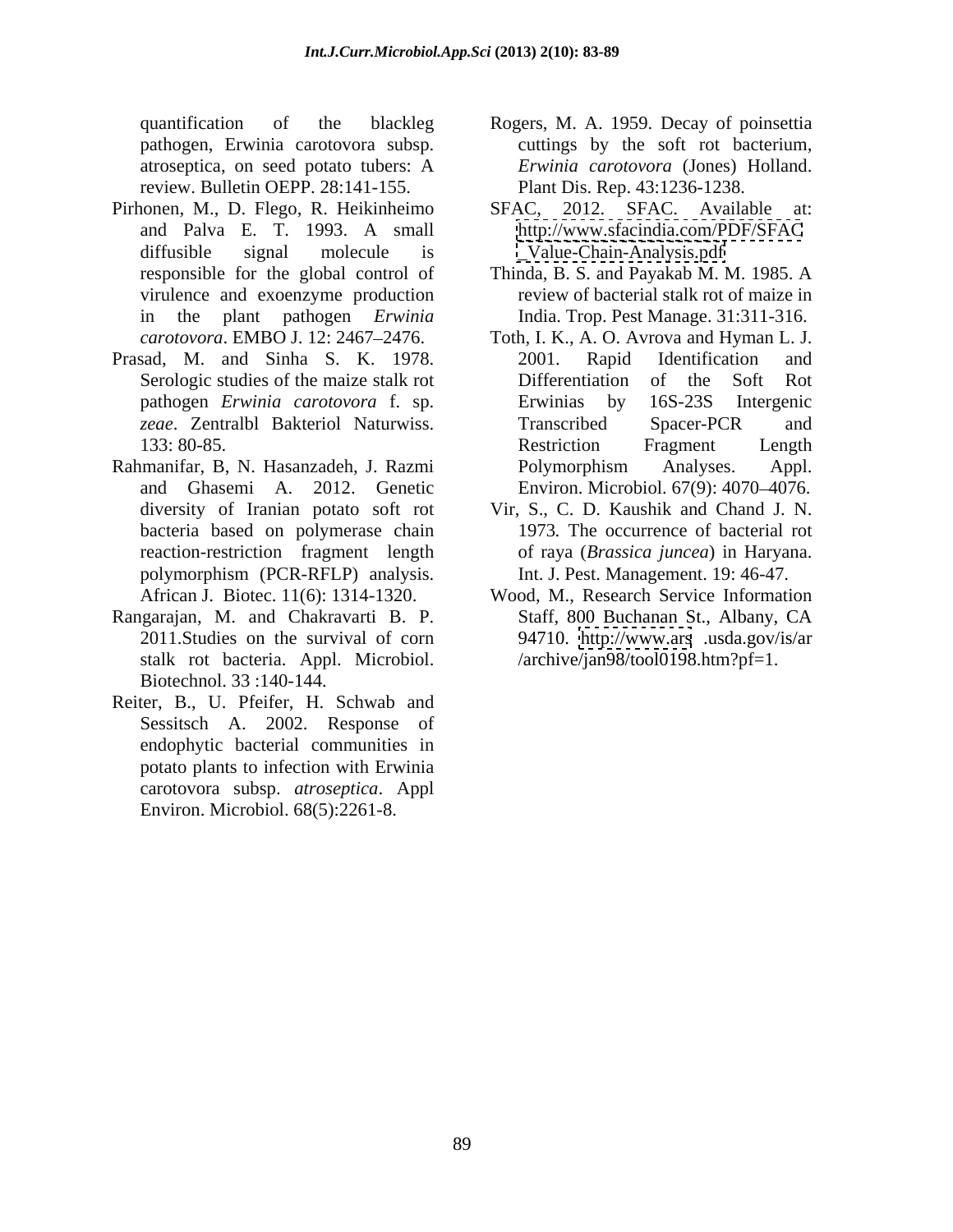quantification of the blackleg pathogen, Erwinia carotovora subsp. atroseptica, on seed potato tubers: A review. Bulletin OEPP. 28:141-155.

Pirhonen, M., D. Flego, R. Heikinheimo and Palva E. T. 1993. A small diffusible signal molecule is responsible for the global control of virulence and exoenzyme production in the plant pathogen *Erwinia carotovora*. EMBO J. 12: 2467–2476.

Prasad, M. and Sinha S. K. 1978. Serologic studies of the maize stalk rot pathogen *Erwinia carotovora* f. sp. *zeae*. Zentralbl Bakteriol Naturwiss. 133: 80-85.

Rahmanifar, B, N. Hasanzadeh, J. Razmi and Ghasemi A. 2012. Genetic diversity of Iranian potato soft rot bacteria based on polymerase chain reaction-restriction fragment length polymorphism (PCR-RFLP) analysis. African J. Biotec. 11(6): 1314-1320.

Rangarajan, M. and Chakravarti B. P. 2011.Studies on the survival of corn stalk rot bacteria. Appl. Microbiol. Biotechnol. 33 :140-144.

Reiter, B., U. Pfeifer, H. Schwab and Sessitsch A. 2002. Response of endophytic bacterial communities in potato plants to infection with Erwinia carotovora subsp. *atroseptica*. Appl Environ. Microbiol. 68(5):2261-8.

Rogers, M. A. 1959. Decay of poinsettia cuttings by the soft rot bacterium, *Erwinia carotovora* (Jones) Holland. Plant Dis. Rep. 43:1236-1238.

SFAC, 2012. SFAC. Available at: http://www.sfacindia.com/PDF/SFAC_Value-Chain-Analysis.pdf

Thinda, B. S. and Payakab M. M. 1985. A review of bacterial stalk rot of maize in India. Trop. Pest Manage. 31:311-316.

Toth, I. K., A. O. Avrova and Hyman L. J. 2001. Rapid Identification and Differentiation of the Soft Rot Erwinias by 16S-23S Intergenic Transcribed Spacer-PCR and Restriction Fragment Length Polymorphism Analyses. Appl. Environ. Microbiol. 67(9): 4070–4076.

Vir, S., C. D. Kaushik and Chand J. N. 1973. The occurrence of bacterial rot of raya (*Brassica juncea*) in Haryana. Int. J. Pest. Management. 19: 46-47.

Wood, M., Research Service Information Staff, 800 Buchanan St., Albany, CA 94710. http://www.ars .usda.gov/is/ar /archive/jan98/tool0198.htm?pf=1.